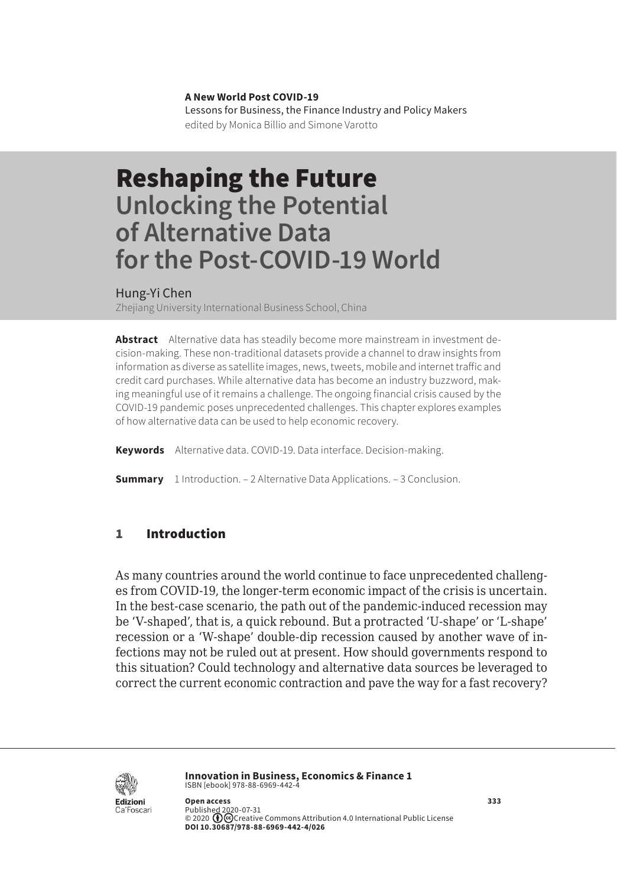**A New World Post COVID-19**
Lessons for Business, the Finance Industry and Policy Makers
edited by Monica Billio and Simone Varotto

# Reshaping the Future
## Unlocking the Potential of Alternative Data for the Post-COVID-19 World

Hung-Yi Chen
Zhejiang University International Business School, China

**Abstract** Alternative data has steadily become more mainstream in investment decision-making. These non-traditional datasets provide a channel to draw insights from information as diverse as satellite images, news, tweets, mobile and internet traffic and credit card purchases. While alternative data has become an industry buzzword, making meaningful use of it remains a challenge. The ongoing financial crisis caused by the COVID-19 pandemic poses unprecedented challenges. This chapter explores examples of how alternative data can be used to help economic recovery.

**Keywords** Alternative data. COVID-19. Data interface. Decision-making.

**Summary** 1 Introduction. – 2 Alternative Data Applications. – 3 Conclusion.

## 1 Introduction

As many countries around the world continue to face unprecedented challenges from COVID-19, the longer-term economic impact of the crisis is uncertain. In the best-case scenario, the path out of the pandemic-induced recession may be 'V-shaped', that is, a quick rebound. But a protracted 'U-shape' or 'L-shape' recession or a 'W-shape' double-dip recession caused by another wave of infections may not be ruled out at present. How should governments respond to this situation? Could technology and alternative data sources be leveraged to correct the current economic contraction and pave the way for a fast recovery?

**Innovation in Business, Economics & Finance 1**
ISBN [ebook] 978-88-6969-442-4

**Open access**
Published 2020-07-31
© 2020 Creative Commons Attribution 4.0 International Public License
**DOI 10.30687/978-88-6969-442-4/026**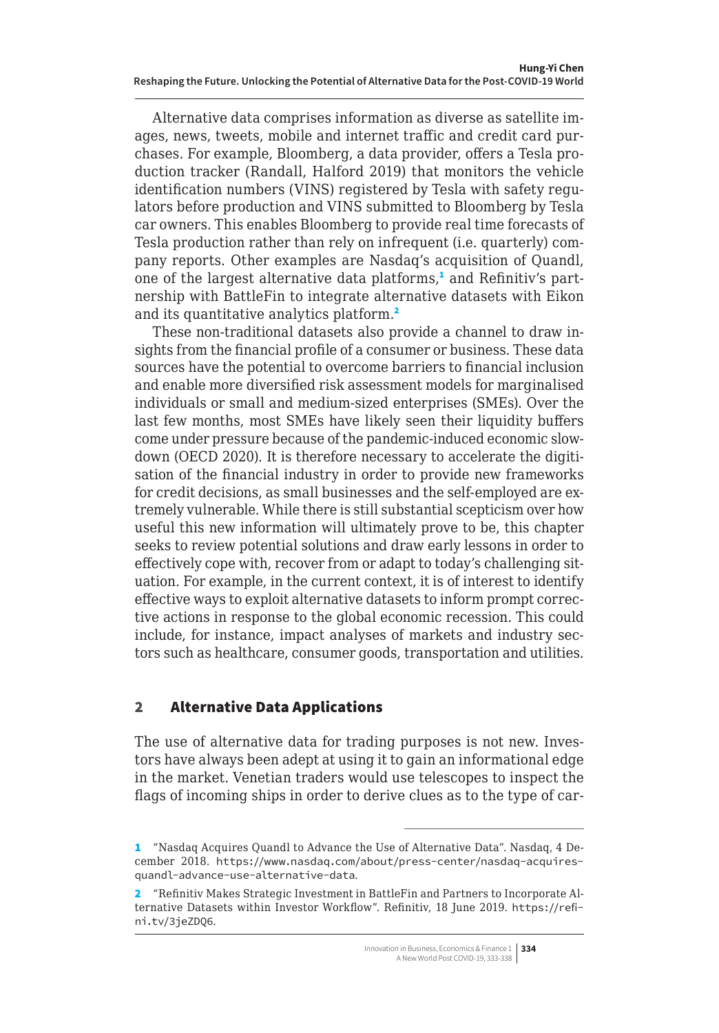Alternative data comprises information as diverse as satellite images, news, tweets, mobile and internet traffic and credit card purchases. For example, Bloomberg, a data provider, offers a Tesla production tracker (Randall, Halford 2019) that monitors the vehicle identification numbers (VINS) registered by Tesla with safety regulators before production and VINS submitted to Bloomberg by Tesla car owners. This enables Bloomberg to provide real time forecasts of Tesla production rather than rely on infrequent (i.e. quarterly) company reports. Other examples are Nasdaq's acquisition of Quandl, one of the largest alternative data platforms,[1] and Refinitiv's partnership with BattleFin to integrate alternative datasets with Eikon and its quantitative analytics platform.[2]

These non-traditional datasets also provide a channel to draw insights from the financial profile of a consumer or business. These data sources have the potential to overcome barriers to financial inclusion and enable more diversified risk assessment models for marginalised individuals or small and medium-sized enterprises (SMEs). Over the last few months, most SMEs have likely seen their liquidity buffers come under pressure because of the pandemic-induced economic slowdown (OECD 2020). It is therefore necessary to accelerate the digitisation of the financial industry in order to provide new frameworks for credit decisions, as small businesses and the self-employed are extremely vulnerable. While there is still substantial scepticism over how useful this new information will ultimately prove to be, this chapter seeks to review potential solutions and draw early lessons in order to effectively cope with, recover from or adapt to today's challenging situation. For example, in the current context, it is of interest to identify effective ways to exploit alternative datasets to inform prompt corrective actions in response to the global economic recession. This could include, for instance, impact analyses of markets and industry sectors such as healthcare, consumer goods, transportation and utilities.

## 2 Alternative Data Applications

The use of alternative data for trading purposes is not new. Investors have always been adept at using it to gain an informational edge in the market. Venetian traders would use telescopes to inspect the flags of incoming ships in order to derive clues as to the type of car-

---

1 "Nasdaq Acquires Quandl to Advance the Use of Alternative Data". Nasdaq, 4 December 2018. https://www.nasdaq.com/about/press-center/nasdaq-acquires-quandl-advance-use-alternative-data.

2 "Refinitiv Makes Strategic Investment in BattleFin and Partners to Incorporate Alternative Datasets within Investor Workflow". Refinitiv, 18 June 2019. https://refini.tv/3jeZDQ6.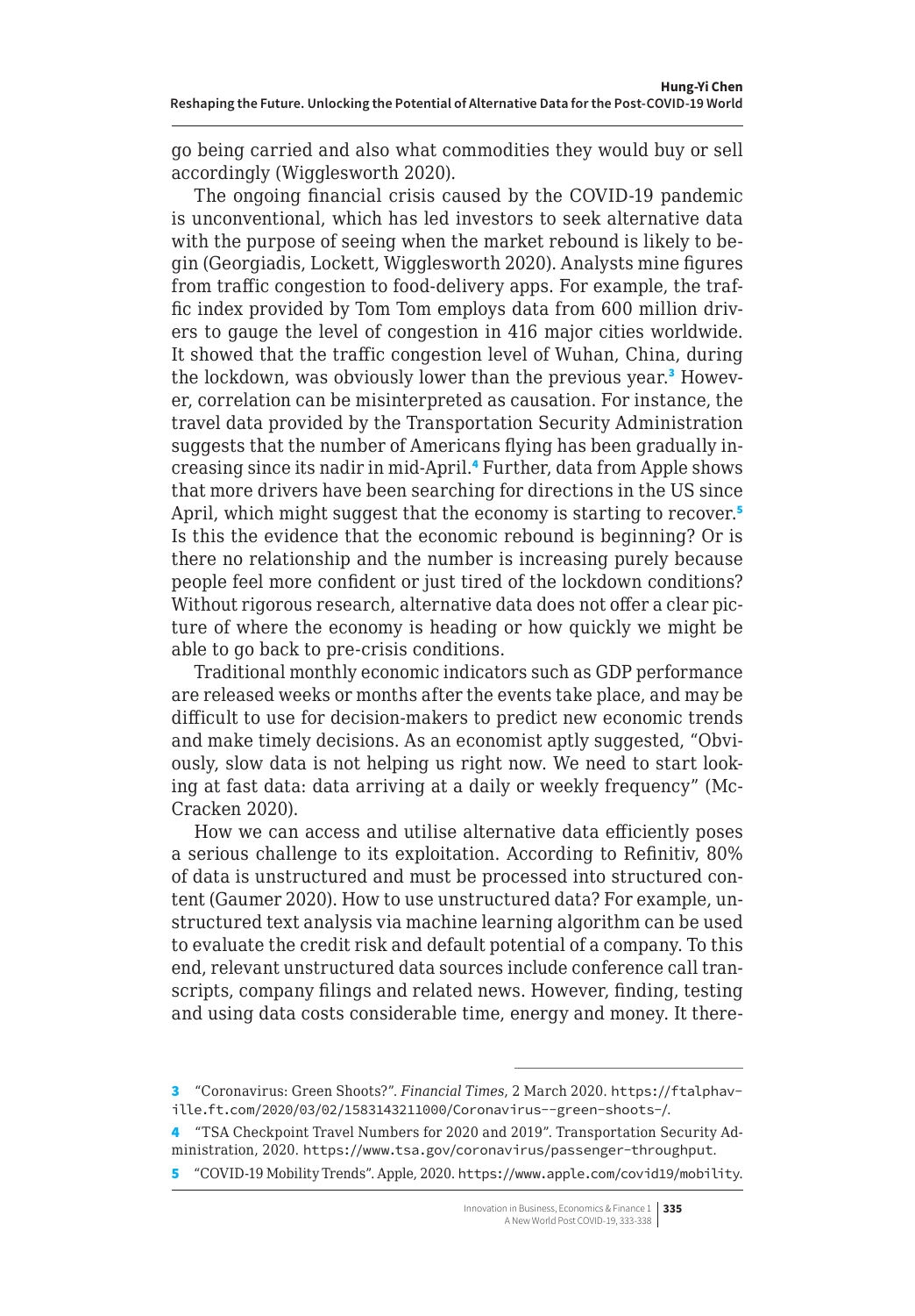go being carried and also what commodities they would buy or sell accordingly (Wigglesworth 2020).

The ongoing financial crisis caused by the COVID-19 pandemic is unconventional, which has led investors to seek alternative data with the purpose of seeing when the market rebound is likely to begin (Georgiadis, Lockett, Wigglesworth 2020). Analysts mine figures from traffic congestion to food-delivery apps. For example, the traffic index provided by Tom Tom employs data from 600 million drivers to gauge the level of congestion in 416 major cities worldwide. It showed that the traffic congestion level of Wuhan, China, during the lockdown, was obviously lower than the previous year.[3] However, correlation can be misinterpreted as causation. For instance, the travel data provided by the Transportation Security Administration suggests that the number of Americans flying has been gradually increasing since its nadir in mid-April.[4] Further, data from Apple shows that more drivers have been searching for directions in the US since April, which might suggest that the economy is starting to recover.[5] Is this the evidence that the economic rebound is beginning? Or is there no relationship and the number is increasing purely because people feel more confident or just tired of the lockdown conditions? Without rigorous research, alternative data does not offer a clear picture of where the economy is heading or how quickly we might be able to go back to pre-crisis conditions.

Traditional monthly economic indicators such as GDP performance are released weeks or months after the events take place, and may be difficult to use for decision-makers to predict new economic trends and make timely decisions. As an economist aptly suggested, "Obviously, slow data is not helping us right now. We need to start looking at fast data: data arriving at a daily or weekly frequency" (McCracken 2020).

How we can access and utilise alternative data efficiently poses a serious challenge to its exploitation. According to Refinitiv, 80% of data is unstructured and must be processed into structured content (Gaumer 2020). How to use unstructured data? For example, unstructured text analysis via machine learning algorithm can be used to evaluate the credit risk and default potential of a company. To this end, relevant unstructured data sources include conference call transcripts, company filings and related news. However, finding, testing and using data costs considerable time, energy and money. It there-

---

3 "Coronavirus: Green Shoots?". *Financial Times*, 2 March 2020. https://ftalphaville.ft.com/2020/03/02/1583143211000/Coronavirus--green-shoots-/.

4 "TSA Checkpoint Travel Numbers for 2020 and 2019". Transportation Security Administration, 2020. https://www.tsa.gov/coronavirus/passenger-throughput.

5 "COVID-19 Mobility Trends". Apple, 2020. https://www.apple.com/covid19/mobility.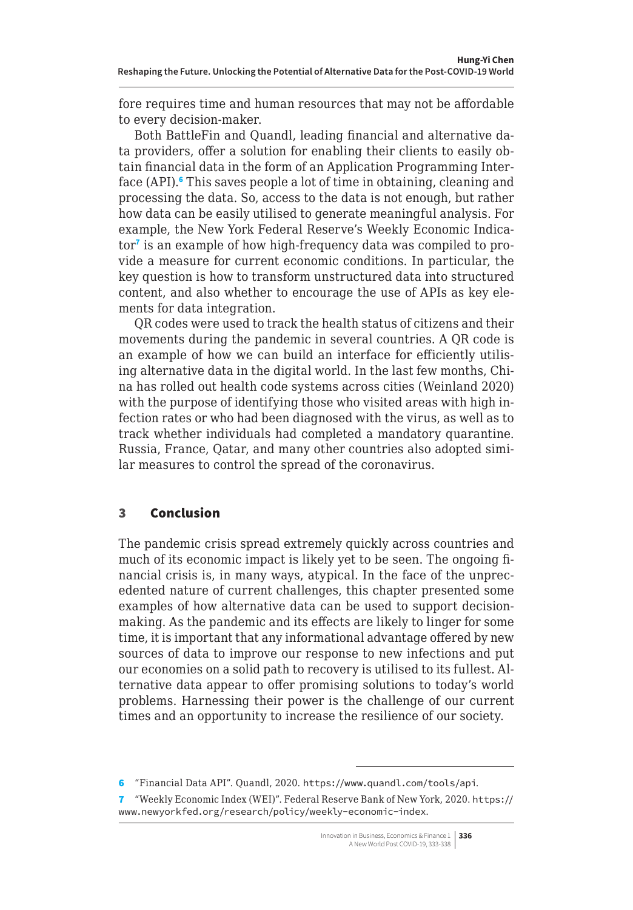fore requires time and human resources that may not be affordable to every decision-maker.

Both BattleFin and Quandl, leading financial and alternative data providers, offer a solution for enabling their clients to easily obtain financial data in the form of an Application Programming Interface (API).[6] This saves people a lot of time in obtaining, cleaning and processing the data. So, access to the data is not enough, but rather how data can be easily utilised to generate meaningful analysis. For example, the New York Federal Reserve's Weekly Economic Indicator[7] is an example of how high-frequency data was compiled to provide a measure for current economic conditions. In particular, the key question is how to transform unstructured data into structured content, and also whether to encourage the use of APIs as key elements for data integration.

QR codes were used to track the health status of citizens and their movements during the pandemic in several countries. A QR code is an example of how we can build an interface for efficiently utilising alternative data in the digital world. In the last few months, China has rolled out health code systems across cities (Weinland 2020) with the purpose of identifying those who visited areas with high infection rates or who had been diagnosed with the virus, as well as to track whether individuals had completed a mandatory quarantine. Russia, France, Qatar, and many other countries also adopted similar measures to control the spread of the coronavirus.

## 3 Conclusion

The pandemic crisis spread extremely quickly across countries and much of its economic impact is likely yet to be seen. The ongoing financial crisis is, in many ways, atypical. In the face of the unprecedented nature of current challenges, this chapter presented some examples of how alternative data can be used to support decision-making. As the pandemic and its effects are likely to linger for some time, it is important that any informational advantage offered by new sources of data to improve our response to new infections and put our economies on a solid path to recovery is utilised to its fullest. Alternative data appear to offer promising solutions to today's world problems. Harnessing their power is the challenge of our current times and an opportunity to increase the resilience of our society.

---

6 "Financial Data API". Quandl, 2020. https://www.quandl.com/tools/api.

7 "Weekly Economic Index (WEI)". Federal Reserve Bank of New York, 2020. https://www.newyorkfed.org/research/policy/weekly-economic-index.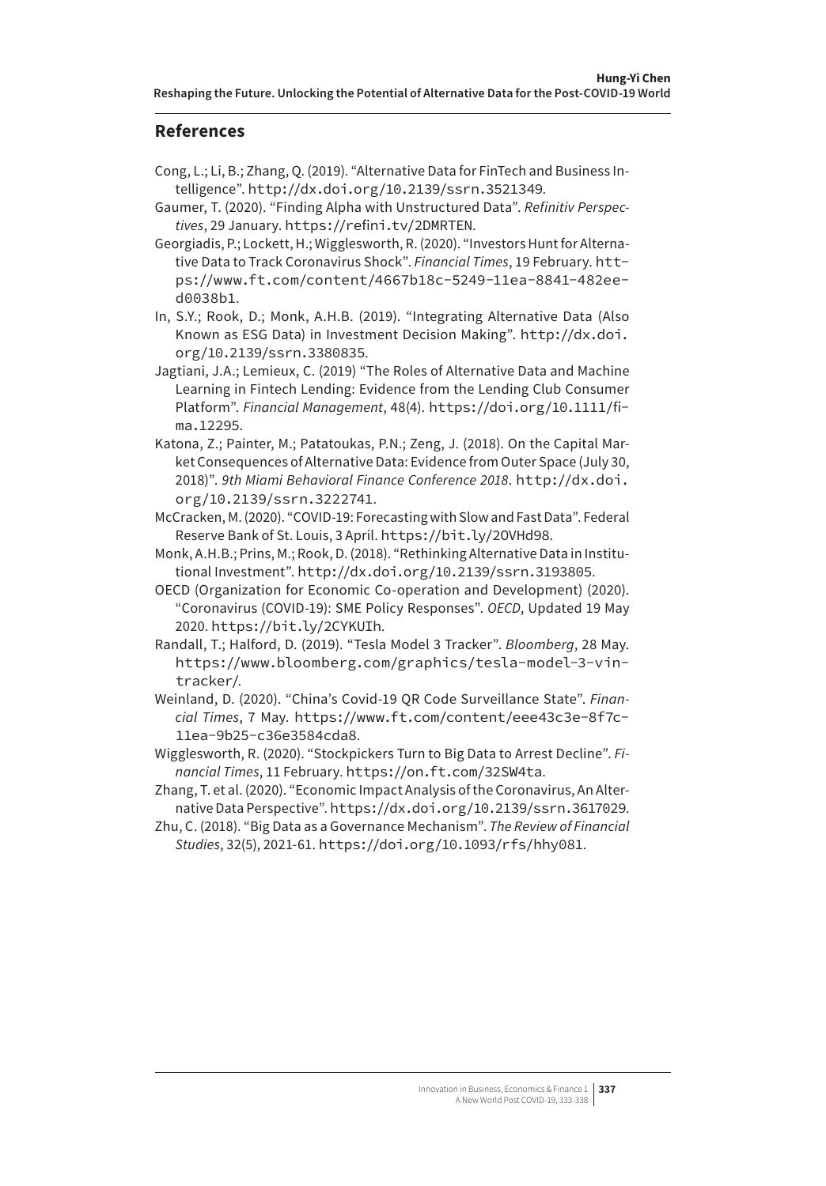## References

Cong, L.; Li, B.; Zhang, Q. (2019). "Alternative Data for FinTech and Business Intelligence". http://dx.doi.org/10.2139/ssrn.3521349.

Gaumer, T. (2020). "Finding Alpha with Unstructured Data". *Refinitiv Perspectives*, 29 January. https://refini.tv/2DMRTEN.

Georgiadis, P.; Lockett, H.; Wigglesworth, R. (2020). "Investors Hunt for Alternative Data to Track Coronavirus Shock". *Financial Times*, 19 February. https://www.ft.com/content/4667b18c-5249-11ea-8841-482eed0038b1.

In, S.Y.; Rook, D.; Monk, A.H.B. (2019). "Integrating Alternative Data (Also Known as ESG Data) in Investment Decision Making". http://dx.doi.org/10.2139/ssrn.3380835.

Jagtiani, J.A.; Lemieux, C. (2019) "The Roles of Alternative Data and Machine Learning in Fintech Lending: Evidence from the Lending Club Consumer Platform". *Financial Management*, 48(4). https://doi.org/10.1111/fima.12295.

Katona, Z.; Painter, M.; Patatoukas, P.N.; Zeng, J. (2018). On the Capital Market Consequences of Alternative Data: Evidence from Outer Space (July 30, 2018)". *9th Miami Behavioral Finance Conference 2018*. http://dx.doi.org/10.2139/ssrn.3222741.

McCracken, M. (2020). "COVID-19: Forecasting with Slow and Fast Data". Federal Reserve Bank of St. Louis, 3 April. https://bit.ly/2OVHd98.

Monk, A.H.B.; Prins, M.; Rook, D. (2018). "Rethinking Alternative Data in Institutional Investment". http://dx.doi.org/10.2139/ssrn.3193805.

OECD (Organization for Economic Co-operation and Development) (2020). "Coronavirus (COVID-19): SME Policy Responses". *OECD*, Updated 19 May 2020. https://bit.ly/2CYKUIh.

Randall, T.; Halford, D. (2019). "Tesla Model 3 Tracker". *Bloomberg*, 28 May. https://www.bloomberg.com/graphics/tesla-model-3-vin-tracker/.

Weinland, D. (2020). "China's Covid-19 QR Code Surveillance State". *Financial Times*, 7 May. https://www.ft.com/content/eee43c3e-8f7c-11ea-9b25-c36e3584cda8.

Wigglesworth, R. (2020). "Stockpickers Turn to Big Data to Arrest Decline". *Financial Times*, 11 February. https://on.ft.com/32SW4ta.

Zhang, T. et al. (2020). "Economic Impact Analysis of the Coronavirus, An Alternative Data Perspective". https://dx.doi.org/10.2139/ssrn.3617029.

Zhu, C. (2018). "Big Data as a Governance Mechanism". *The Review of Financial Studies*, 32(5), 2021-61. https://doi.org/10.1093/rfs/hhy081.